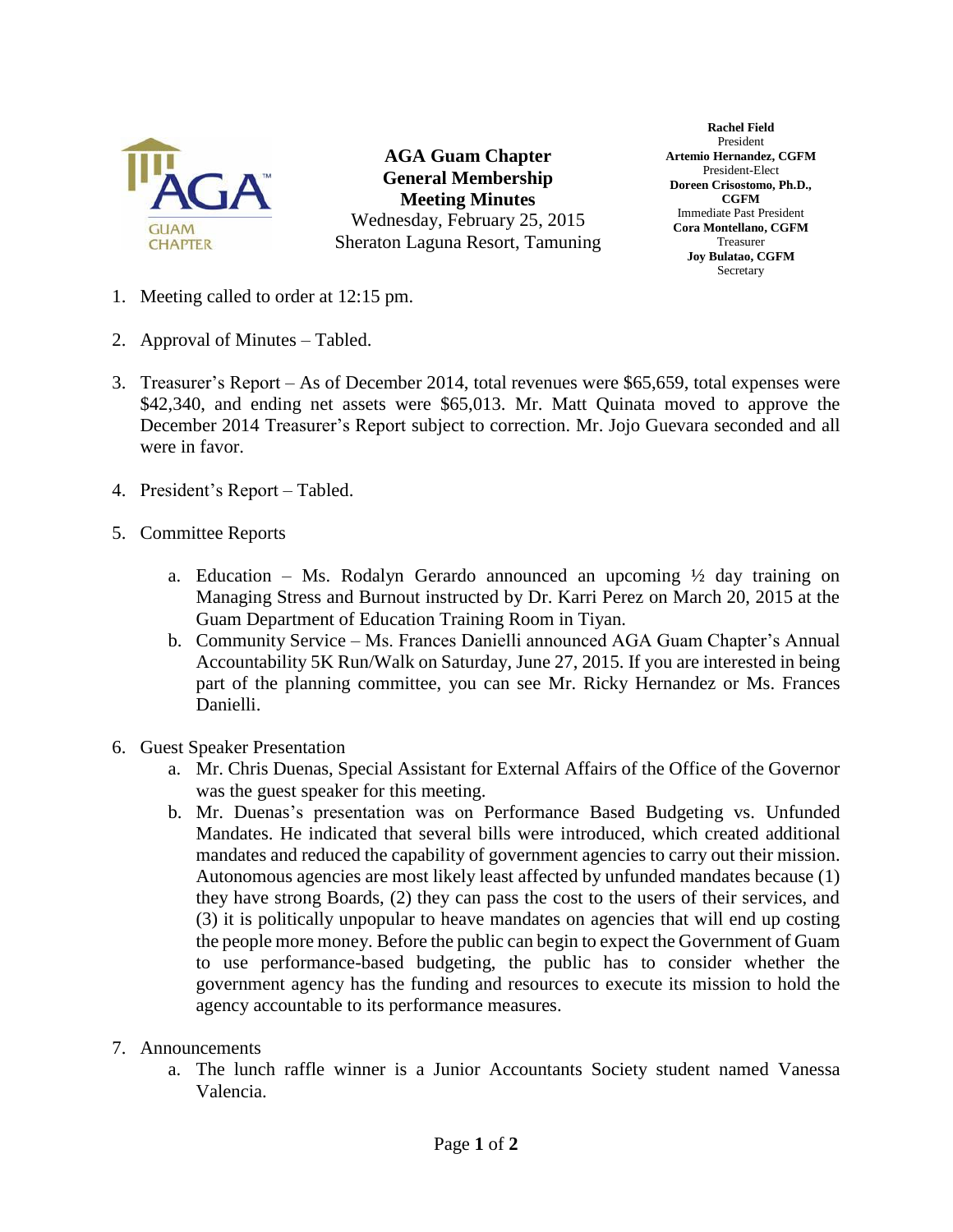**AGA Guam Chapter**
**General Membership**
**Meeting Minutes**
Wednesday, February 25, 2015
Sheraton Laguna Resort, Tamuning

**Rachel Field**
President
**Artemio Hernandez, CGFM**
President-Elect
**Doreen Crisostomo, Ph.D., CGFM**
Immediate Past President
**Cora Montellano, CGFM**
Treasurer
**Joy Bulatao, CGFM**
Secretary

1. Meeting called to order at 12:15 pm.

2. Approval of Minutes – Tabled.

3. Treasurer's Report – As of December 2014, total revenues were $65,659, total expenses were $42,340, and ending net assets were $65,013. Mr. Matt Quinata moved to approve the December 2014 Treasurer's Report subject to correction. Mr. Jojo Guevara seconded and all were in favor.

4. President's Report – Tabled.

5. Committee Reports
   a. Education – Ms. Rodalyn Gerardo announced an upcoming ½ day training on Managing Stress and Burnout instructed by Dr. Karri Perez on March 20, 2015 at the Guam Department of Education Training Room in Tiyan.
   b. Community Service – Ms. Frances Danielli announced AGA Guam Chapter's Annual Accountability 5K Run/Walk on Saturday, June 27, 2015. If you are interested in being part of the planning committee, you can see Mr. Ricky Hernandez or Ms. Frances Danielli.

6. Guest Speaker Presentation
   a. Mr. Chris Duenas, Special Assistant for External Affairs of the Office of the Governor was the guest speaker for this meeting.
   b. Mr. Duenas's presentation was on Performance Based Budgeting vs. Unfunded Mandates. He indicated that several bills were introduced, which created additional mandates and reduced the capability of government agencies to carry out their mission. Autonomous agencies are most likely least affected by unfunded mandates because (1) they have strong Boards, (2) they can pass the cost to the users of their services, and (3) it is politically unpopular to heave mandates on agencies that will end up costing the people more money. Before the public can begin to expect the Government of Guam to use performance-based budgeting, the public has to consider whether the government agency has the funding and resources to execute its mission to hold the agency accountable to its performance measures.

7. Announcements
   a. The lunch raffle winner is a Junior Accountants Society student named Vanessa Valencia.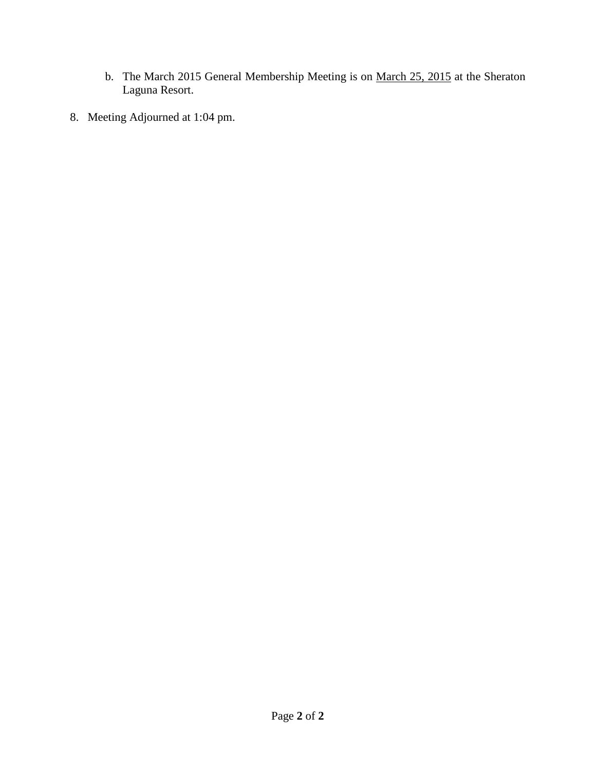b. The March 2015 General Membership Meeting is on <u>March 25, 2015</u> at the Sheraton Laguna Resort.

8. Meeting Adjourned at 1:04 pm.